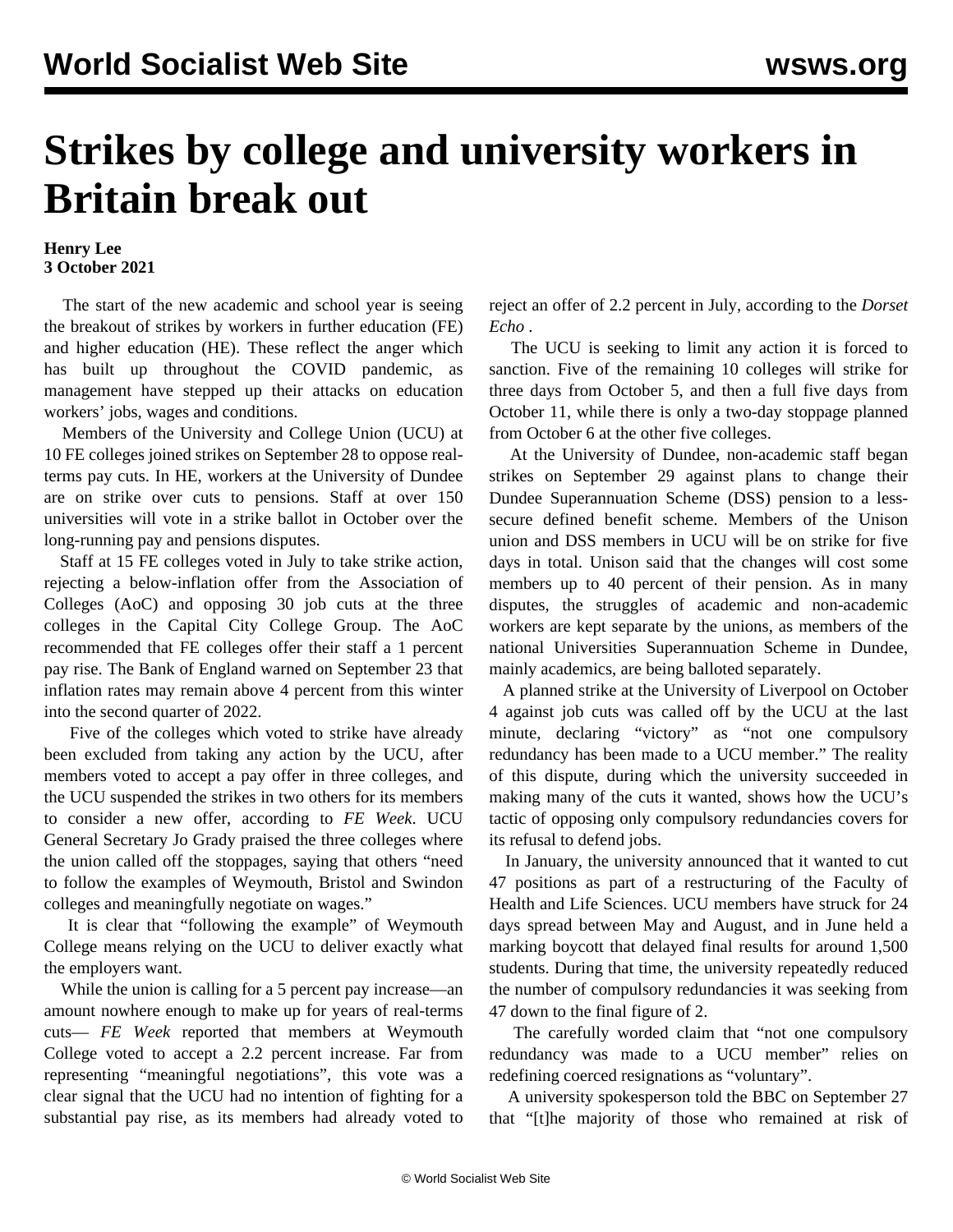# Strikes by college and university workers in Britain break out

**Henry Lee**
**3 October 2021**

The start of the new academic and school year is seeing the breakout of strikes by workers in further education (FE) and higher education (HE). These reflect the anger which has built up throughout the COVID pandemic, as management have stepped up their attacks on education workers' jobs, wages and conditions.

Members of the University and College Union (UCU) at 10 FE colleges joined strikes on September 28 to oppose real-terms pay cuts. In HE, workers at the University of Dundee are on strike over cuts to pensions. Staff at over 150 universities will vote in a strike ballot in October over the long-running pay and pensions disputes.

Staff at 15 FE colleges voted in July to take strike action, rejecting a below-inflation offer from the Association of Colleges (AoC) and opposing 30 job cuts at the three colleges in the Capital City College Group. The AoC recommended that FE colleges offer their staff a 1 percent pay rise. The Bank of England warned on September 23 that inflation rates may remain above 4 percent from this winter into the second quarter of 2022.

Five of the colleges which voted to strike have already been excluded from taking any action by the UCU, after members voted to accept a pay offer in three colleges, and the UCU suspended the strikes in two others for its members to consider a new offer, according to *FE Week*. UCU General Secretary Jo Grady praised the three colleges where the union called off the stoppages, saying that others "need to follow the examples of Weymouth, Bristol and Swindon colleges and meaningfully negotiate on wages."

It is clear that "following the example" of Weymouth College means relying on the UCU to deliver exactly what the employers want.

While the union is calling for a 5 percent pay increase—an amount nowhere enough to make up for years of real-terms cuts— *FE Week* reported that members at Weymouth College voted to accept a 2.2 percent increase. Far from representing "meaningful negotiations", this vote was a clear signal that the UCU had no intention of fighting for a substantial pay rise, as its members had already voted to reject an offer of 2.2 percent in July, according to the *Dorset Echo* .

The UCU is seeking to limit any action it is forced to sanction. Five of the remaining 10 colleges will strike for three days from October 5, and then a full five days from October 11, while there is only a two-day stoppage planned from October 6 at the other five colleges.

At the University of Dundee, non-academic staff began strikes on September 29 against plans to change their Dundee Superannuation Scheme (DSS) pension to a less-secure defined benefit scheme. Members of the Unison union and DSS members in UCU will be on strike for five days in total. Unison said that the changes will cost some members up to 40 percent of their pension. As in many disputes, the struggles of academic and non-academic workers are kept separate by the unions, as members of the national Universities Superannuation Scheme in Dundee, mainly academics, are being balloted separately.

A planned strike at the University of Liverpool on October 4 against job cuts was called off by the UCU at the last minute, declaring "victory" as "not one compulsory redundancy has been made to a UCU member." The reality of this dispute, during which the university succeeded in making many of the cuts it wanted, shows how the UCU's tactic of opposing only compulsory redundancies covers for its refusal to defend jobs.

In January, the university announced that it wanted to cut 47 positions as part of a restructuring of the Faculty of Health and Life Sciences. UCU members have struck for 24 days spread between May and August, and in June held a marking boycott that delayed final results for around 1,500 students. During that time, the university repeatedly reduced the number of compulsory redundancies it was seeking from 47 down to the final figure of 2.

The carefully worded claim that "not one compulsory redundancy was made to a UCU member" relies on redefining coerced resignations as "voluntary".

A university spokesperson told the BBC on September 27 that "[t]he majority of those who remained at risk of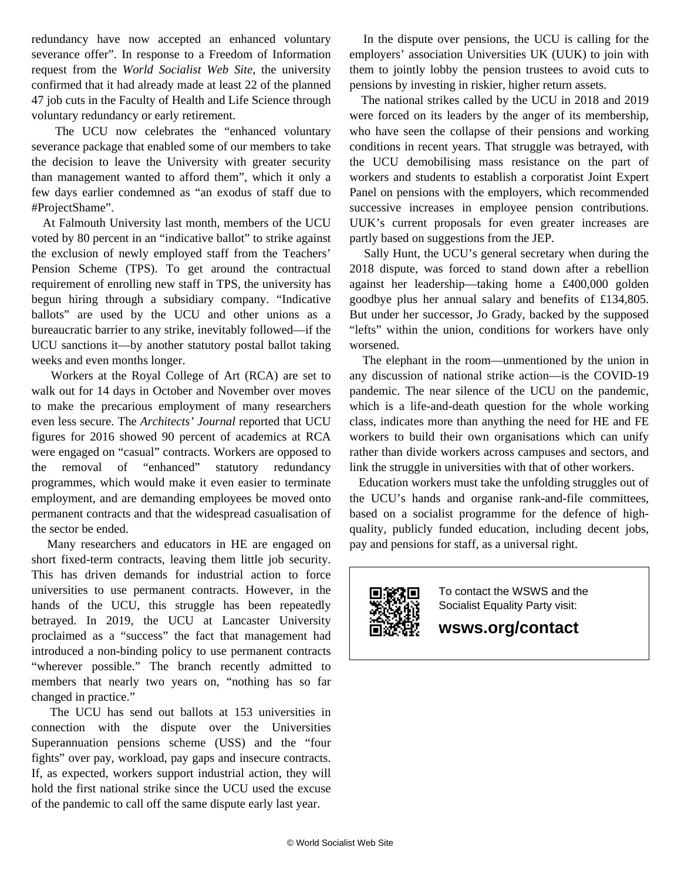redundancy have now accepted an enhanced voluntary severance offer". In response to a Freedom of Information request from the *World Socialist Web Site*, the university confirmed that it had already made at least 22 of the planned 47 job cuts in the Faculty of Health and Life Science through voluntary redundancy or early retirement.

The UCU now celebrates the "enhanced voluntary severance package that enabled some of our members to take the decision to leave the University with greater security than management wanted to afford them", which it only a few days earlier condemned as "an exodus of staff due to #ProjectShame".

At Falmouth University last month, members of the UCU voted by 80 percent in an "indicative ballot" to strike against the exclusion of newly employed staff from the Teachers' Pension Scheme (TPS). To get around the contractual requirement of enrolling new staff in TPS, the university has begun hiring through a subsidiary company. "Indicative ballots" are used by the UCU and other unions as a bureaucratic barrier to any strike, inevitably followed—if the UCU sanctions it—by another statutory postal ballot taking weeks and even months longer.

Workers at the Royal College of Art (RCA) are set to walk out for 14 days in October and November over moves to make the precarious employment of many researchers even less secure. The *Architects' Journal* reported that UCU figures for 2016 showed 90 percent of academics at RCA were engaged on "casual" contracts. Workers are opposed to the removal of "enhanced" statutory redundancy programmes, which would make it even easier to terminate employment, and are demanding employees be moved onto permanent contracts and that the widespread casualisation of the sector be ended.

Many researchers and educators in HE are engaged on short fixed-term contracts, leaving them little job security. This has driven demands for industrial action to force universities to use permanent contracts. However, in the hands of the UCU, this struggle has been repeatedly betrayed. In 2019, the UCU at Lancaster University proclaimed as a "success" the fact that management had introduced a non-binding policy to use permanent contracts "wherever possible." The branch recently admitted to members that nearly two years on, "nothing has so far changed in practice."

The UCU has send out ballots at 153 universities in connection with the dispute over the Universities Superannuation pensions scheme (USS) and the "four fights" over pay, workload, pay gaps and insecure contracts. If, as expected, workers support industrial action, they will hold the first national strike since the UCU used the excuse of the pandemic to call off the same dispute early last year.

In the dispute over pensions, the UCU is calling for the employers' association Universities UK (UUK) to join with them to jointly lobby the pension trustees to avoid cuts to pensions by investing in riskier, higher return assets.

The national strikes called by the UCU in 2018 and 2019 were forced on its leaders by the anger of its membership, who have seen the collapse of their pensions and working conditions in recent years. That struggle was betrayed, with the UCU demobilising mass resistance on the part of workers and students to establish a corporatist Joint Expert Panel on pensions with the employers, which recommended successive increases in employee pension contributions. UUK's current proposals for even greater increases are partly based on suggestions from the JEP.

Sally Hunt, the UCU's general secretary when during the 2018 dispute, was forced to stand down after a rebellion against her leadership—taking home a £400,000 golden goodbye plus her annual salary and benefits of £134,805. But under her successor, Jo Grady, backed by the supposed "lefts" within the union, conditions for workers have only worsened.

The elephant in the room—unmentioned by the union in any discussion of national strike action—is the COVID-19 pandemic. The near silence of the UCU on the pandemic, which is a life-and-death question for the whole working class, indicates more than anything the need for HE and FE workers to build their own organisations which can unify rather than divide workers across campuses and sectors, and link the struggle in universities with that of other workers.

Education workers must take the unfolding struggles out of the UCU's hands and organise rank-and-file committees, based on a socialist programme for the defence of high-quality, publicly funded education, including decent jobs, pay and pensions for staff, as a universal right.

To contact the WSWS and the Socialist Equality Party visit:

**wsws.org/contact**